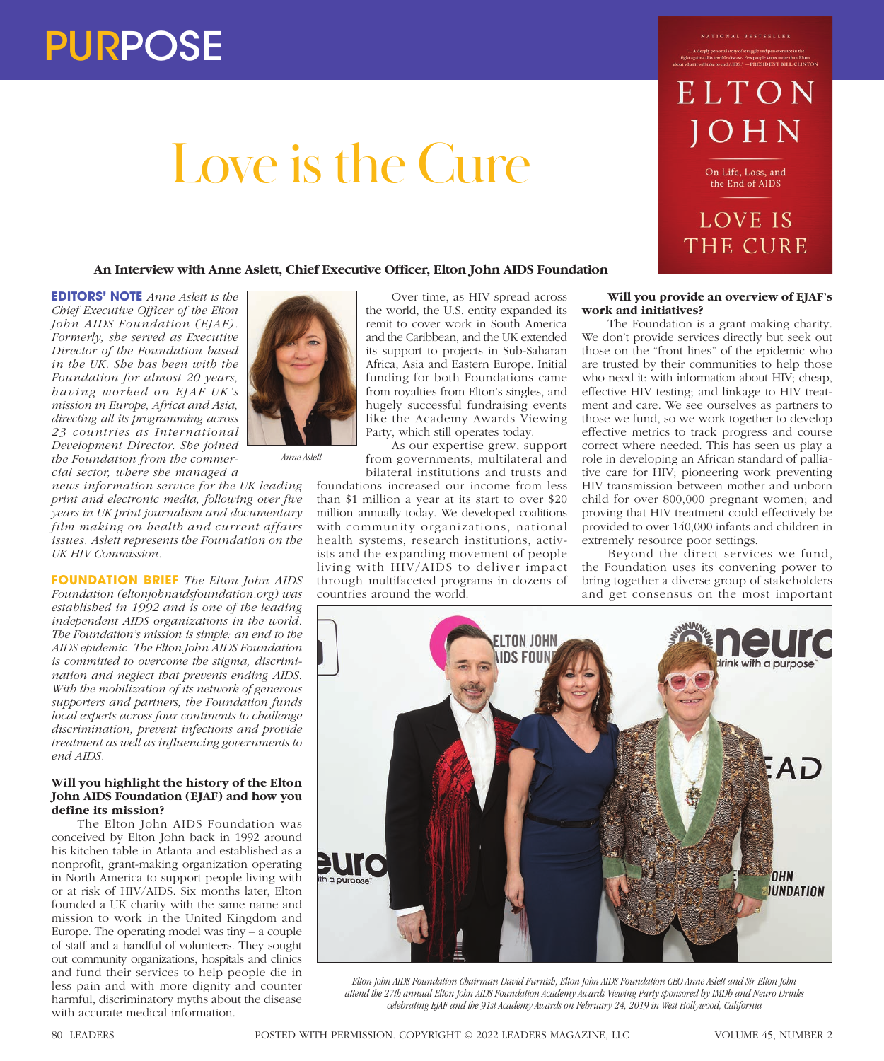# Love is the Cure

**An Interview with Anne Aslett, Chief Executive Officer, Elton John AIDS Foundation**

**EDITORS' NOTE** *Anne Aslett is the Chief Executive Officer of the Elton John AIDS Foundation (EJAF). Formerly, she served as Executive Director of the Foundation based in the UK. She has been with the Foundation for almost 20 years, having worked on EJAF UK's mission in Europe, Africa and Asia, directing all its programming across 23 countries as International Development Director. She joined the Foundation from the commercial sector, where she managed a news information service for the UK leading print and electronic media, following over five years in UK print journalism and documentary film making on health and current affairs issues. Aslett represents the Foundation on the UK HIV Commission.*

*Anne Aslett*

**FOUNDATION BRIEF** *The Elton John AIDS Foundation (eltonjohnaidsfoundation.org) was established in 1992 and is one of the leading independent AIDS organizations in the world. The Foundation's mission is simple: an end to the AIDS epidemic. The Elton John AIDS Foundation is committed to overcome the stigma, discrimination and neglect that prevent ending AIDS. With the mobilization of its network of generous supporters and partners, the Foundation funds local experts across four continents to challenge discrimination, prevent infections and provide treatment as well as influencing governments to end AIDS.*

**Will you highlight the history of the Elton John AIDS Foundation (EJAF) and how you define its mission?**

The Elton John AIDS Foundation was conceived by Elton John back in 1992 around his kitchen table in Atlanta and established as a nonprofit, grant-making organization operating in North America to support people living with or at risk of HIV/AIDS. Six months later, Elton founded a UK charity with the same name and mission to work in the United Kingdom and Europe. The operating model was tiny – a couple of staff and a handful of volunteers. They sought out community organizations, hospitals and clinics and fund their services to help people die in less pain and with more dignity and counter harmful, discriminatory myths about the disease with accurate medical information.

Over time, as HIV spread across the world, the U.S. entity expanded its remit to cover work in South America and the Caribbean, and the UK extended its support to projects in Sub-Saharan Africa, Asia and Eastern Europe. Initial funding for both Foundations came from royalties from Elton's singles, and hugely successful fundraising events like the Academy Awards Viewing Party, which still operates today.

As our expertise grew, support from governments, multilateral and bilateral institutions and trusts and foundations increased our income from less than $1 million a year at its start to over $20 million annually today. We developed coalitions with community organizations, national health systems, research institutions, activists and the expanding movement of people living with HIV/AIDS to deliver impact through multifaceted programs in dozens of countries around the world.

**Will you provide an overview of EJAF's work and initiatives?**

The Foundation is a grant making charity. We don't provide services directly but seek out those on the "front lines" of the epidemic who are trusted by their communities to help those who need it: with information about HIV; cheap, effective HIV testing; and linkage to HIV treatment and care. We see ourselves as partners to those we fund, so we work together to develop effective metrics to track progress and course correct where needed. This has seen us play a role in developing an African standard of palliative care for HIV; pioneering work preventing HIV transmission between mother and unborn child for over 800,000 pregnant women; and proving that HIV treatment could effectively be provided to over 140,000 infants and children in extremely resource poor settings.

Beyond the direct services we fund, the Foundation uses its convening power to bring together a diverse group of stakeholders and get consensus on the most important

*Elton John AIDS Foundation Chairman David Furnish, Elton John AIDS Foundation CEO Anne Aslett and Sir Elton John attend the 27th annual Elton John AIDS Foundation Academy Awards Viewing Party sponsored by IMDb and Neuro Drinks celebrating EJAF and the 91st Academy Awards on February 24, 2019 in West Hollywood, California*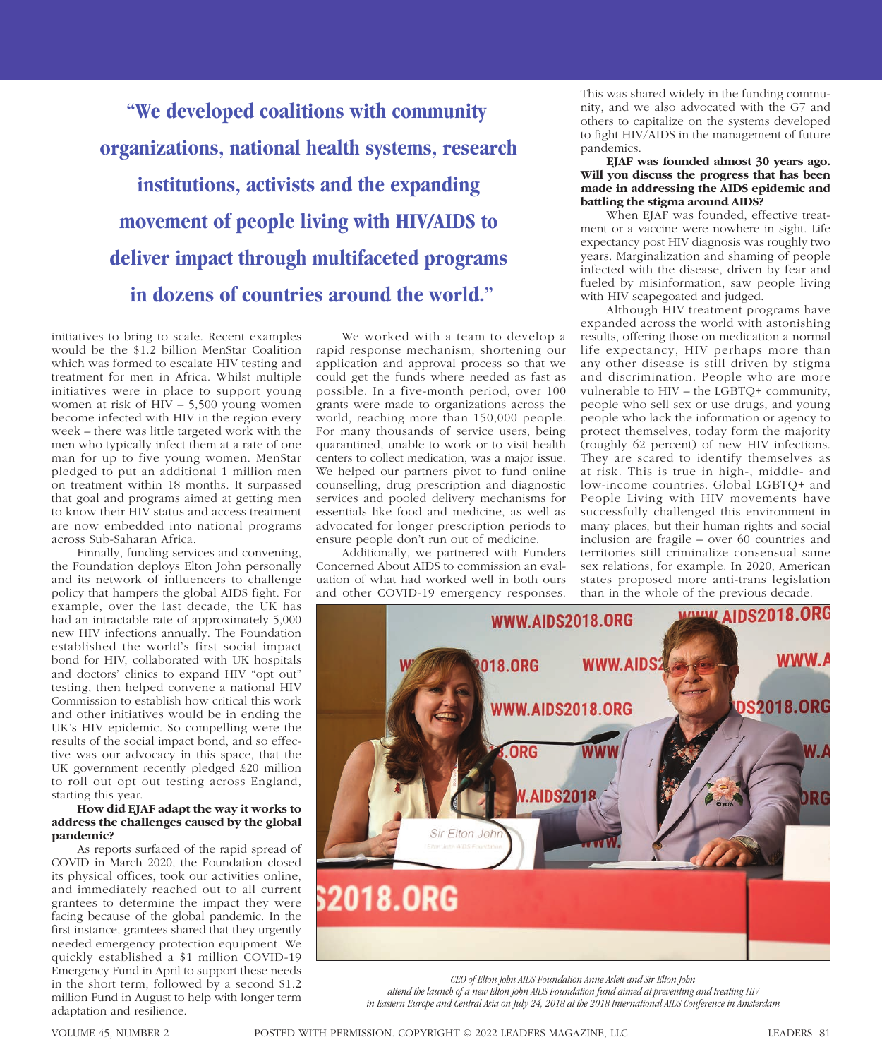> **"We developed coalitions with community organizations, national health systems, research institutions, activists and the expanding movement of people living with HIV/AIDS to deliver impact through multifaceted programs in dozens of countries around the world."**

initiatives to bring to scale. Recent examples would be the $1.2 billion MenStar Coalition which was formed to escalate HIV testing and treatment for men in Africa. Whilst multiple initiatives were in place to support young women at risk of HIV – 5,500 young women become infected with HIV in the region every week – there was little targeted work with the men who typically infect them at a rate of one man for up to five young women. MenStar pledged to put an additional 1 million men on treatment within 18 months. It surpassed that goal and programs aimed at getting men to know their HIV status and access treatment are now embedded into national programs across Sub-Saharan Africa.

Finnally, funding services and convening, the Foundation deploys Elton John personally and its network of influencers to challenge policy that hampers the global AIDS fight. For example, over the last decade, the UK has had an intractable rate of approximately 5,000 new HIV infections annually. The Foundation established the world's first social impact bond for HIV, collaborated with UK hospitals and doctors' clinics to expand HIV "opt out" testing, then helped convene a national HIV Commission to establish how critical this work and other initiatives would be in ending the UK's HIV epidemic. So compelling were the results of the social impact bond, and so effective was our advocacy in this space, that the UK government recently pledged £20 million to roll out opt out testing across England, starting this year.

**How did EJAF adapt the way it works to address the challenges caused by the global pandemic?**

As reports surfaced of the rapid spread of COVID in March 2020, the Foundation closed its physical offices, took our activities online, and immediately reached out to all current grantees to determine the impact they were facing because of the global pandemic. In the first instance, grantees shared that they urgently needed emergency protection equipment. We quickly established a $1 million COVID-19 Emergency Fund in April to support these needs in the short term, followed by a second $1.2 million Fund in August to help with longer term adaptation and resilience.

We worked with a team to develop a rapid response mechanism, shortening our application and approval process so that we could get the funds where needed as fast as possible. In a five-month period, over 100 grants were made to organizations across the world, reaching more than 150,000 people. For many thousands of service users, being quarantined, unable to work or to visit health centers to collect medication, was a major issue. We helped our partners pivot to fund online counselling, drug prescription and diagnostic services and pooled delivery mechanisms for essentials like food and medicine, as well as advocated for longer prescription periods to ensure people don't run out of medicine.

Additionally, we partnered with Funders Concerned About AIDS to commission an evaluation of what had worked well in both ours and other COVID-19 emergency responses. This was shared widely in the funding community, and we also advocated with the G7 and others to capitalize on the systems developed to fight HIV/AIDS in the management of future pandemics.

**EJAF was founded almost 30 years ago. Will you discuss the progress that has been made in addressing the AIDS epidemic and battling the stigma around AIDS?**

When EJAF was founded, effective treatment or a vaccine were nowhere in sight. Life expectancy post HIV diagnosis was roughly two years. Marginalization and shaming of people infected with the disease, driven by fear and fueled by misinformation, saw people living with HIV scapegoated and judged.

Although HIV treatment programs have expanded across the world with astonishing results, offering those on medication a normal life expectancy, HIV perhaps more than any other disease is still driven by stigma and discrimination. People who are more vulnerable to HIV – the LGBTQ+ community, people who sell sex or use drugs, and young people who lack the information or agency to protect themselves, today form the majority (roughly 62 percent) of new HIV infections. They are scared to identify themselves as at risk. This is true in high-, middle- and low-income countries. Global LGBTQ+ and People Living with HIV movements have successfully challenged this environment in many places, but their human rights and social inclusion are fragile – over 60 countries and territories still criminalize consensual same sex relations, for example. In 2020, American states proposed more anti-trans legislation than in the whole of the previous decade.

*CEO of Elton John AIDS Foundation Anne Aslett and Sir Elton John attend the launch of a new Elton John AIDS Foundation fund aimed at preventing and treating HIV in Eastern Europe and Central Asia on July 24, 2018 at the 2018 International AIDS Conference in Amsterdam*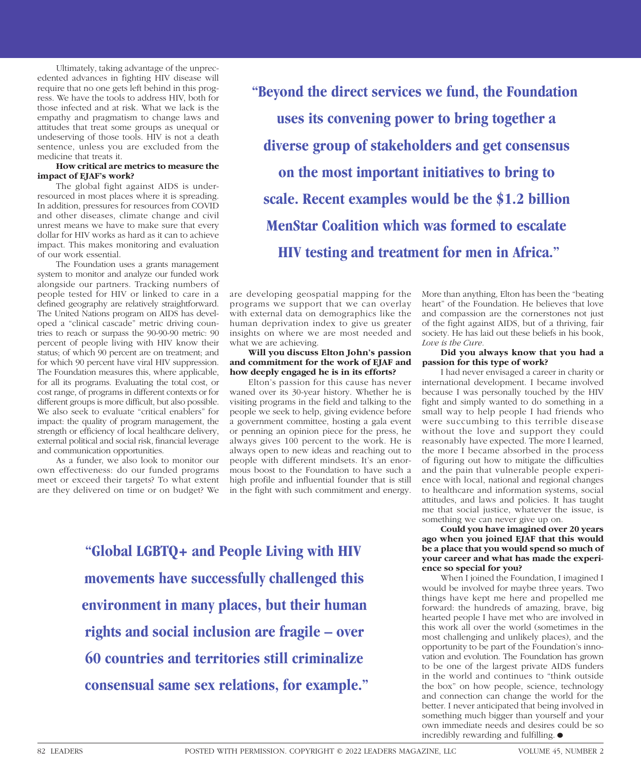Ultimately, taking advantage of the unprecedented advances in fighting HIV disease will require that no one gets left behind in this progress. We have the tools to address HIV, both for those infected and at risk. What we lack is the empathy and pragmatism to change laws and attitudes that treat some groups as unequal or undeserving of those tools. HIV is not a death sentence, unless you are excluded from the medicine that treats it.

**How critical are metrics to measure the impact of EJAF's work?**

The global fight against AIDS is under-resourced in most places where it is spreading. In addition, pressures for resources from COVID and other diseases, climate change and civil unrest means we have to make sure that every dollar for HIV works as hard as it can to achieve impact. This makes monitoring and evaluation of our work essential.

The Foundation uses a grants management system to monitor and analyze our funded work alongside our partners. Tracking numbers of people tested for HIV or linked to care in a defined geography are relatively straightforward. The United Nations program on AIDS has developed a "clinical cascade" metric driving countries to reach or surpass the 90-90-90 metric: 90 percent of people living with HIV know their status; of which 90 percent are on treatment; and for which 90 percent have viral HIV suppression. The Foundation measures this, where applicable, for all its programs. Evaluating the total cost, or cost range, of programs in different contexts or for different groups is more difficult, but also possible. We also seek to evaluate "critical enablers" for impact: the quality of program management, the strength or efficiency of local healthcare delivery, external political and social risk, financial leverage and communication opportunities.

As a funder, we also look to monitor our own effectiveness: do our funded programs meet or exceed their targets? To what extent are they delivered on time or on budget? We are developing geospatial mapping for the programs we support that we can overlay with external data on demographics like the human deprivation index to give us greater insights on where we are most needed and what we are achieving.

> **"Beyond the direct services we fund, the Foundation uses its convening power to bring together a diverse group of stakeholders and get consensus on the most important initiatives to bring to scale. Recent examples would be the $1.2 billion MenStar Coalition which was formed to escalate HIV testing and treatment for men in Africa."**

**Will you discuss Elton John's passion and commitment for the work of EJAF and how deeply engaged he is in its efforts?**

Elton's passion for this cause has never waned over its 30-year history. Whether he is visiting programs in the field and talking to the people we seek to help, giving evidence before a government committee, hosting a gala event or penning an opinion piece for the press, he always gives 100 percent to the work. He is always open to new ideas and reaching out to people with different mindsets. It's an enormous boost to the Foundation to have such a high profile and influential founder that is still in the fight with such commitment and energy. More than anything, Elton has been the "beating heart" of the Foundation. He believes that love and compassion are the cornerstones not just of the fight against AIDS, but of a thriving, fair society. He has laid out these beliefs in his book, *Love is the Cure*.

> **"Global LGBTQ+ and People Living with HIV movements have successfully challenged this environment in many places, but their human rights and social inclusion are fragile – over 60 countries and territories still criminalize consensual same sex relations, for example."**

**Did you always know that you had a passion for this type of work?**

I had never envisaged a career in charity or international development. I became involved because I was personally touched by the HIV fight and simply wanted to do something in a small way to help people I had friends who were succumbing to this terrible disease without the love and support they could reasonably have expected. The more I learned, the more I became absorbed in the process of figuring out how to mitigate the difficulties and the pain that vulnerable people experience with local, national and regional changes to healthcare and information systems, social attitudes, and laws and policies. It has taught me that social justice, whatever the issue, is something we can never give up on.

**Could you have imagined over 20 years ago when you joined EJAF that this would be a place that you would spend so much of your career and what has made the experience so special for you?**

When I joined the Foundation, I imagined I would be involved for maybe three years. Two things have kept me here and propelled me forward: the hundreds of amazing, brave, big hearted people I have met who are involved in this work all over the world (sometimes in the most challenging and unlikely places), and the opportunity to be part of the Foundation's innovation and evolution. The Foundation has grown to be one of the largest private AIDS funders in the world and continues to "think outside the box" on how people, science, technology and connection can change the world for the better. I never anticipated that being involved in something much bigger than yourself and your own immediate needs and desires could be so incredibly rewarding and fulfilling. ●